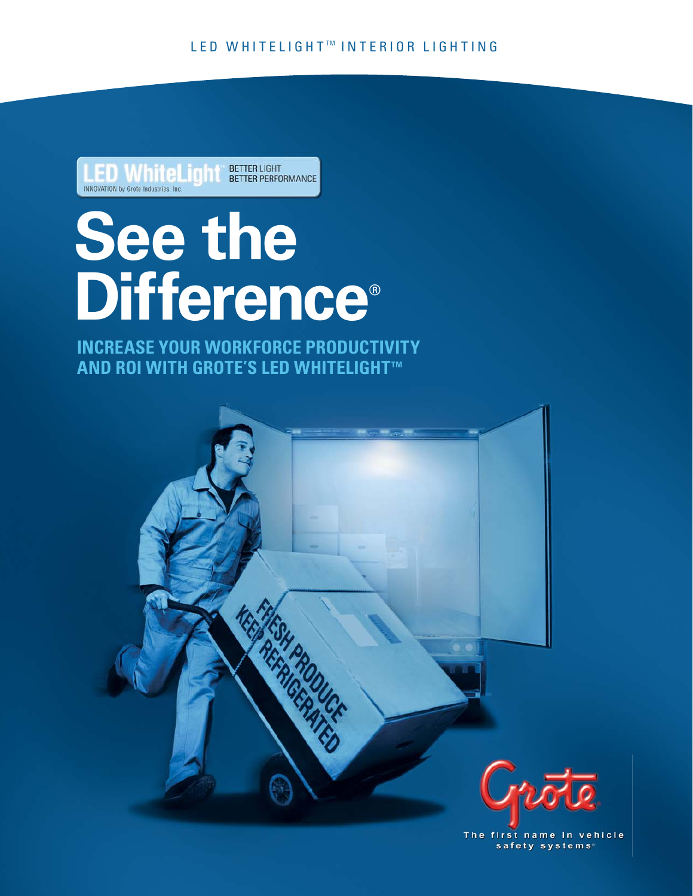LED WHITELIGHT™ INTERIOR LIGHTING

LED WhiteLight™ BETTER LIGHT BETTER PERFORMANCE
INNOVATION by Grote Industries, Inc.

# See the Difference®

## INCREASE YOUR WORKFORCE PRODUCTIVITY AND ROI WITH GROTE'S LED WHITELIGHT™

Grote®

The first name in vehicle safety systems®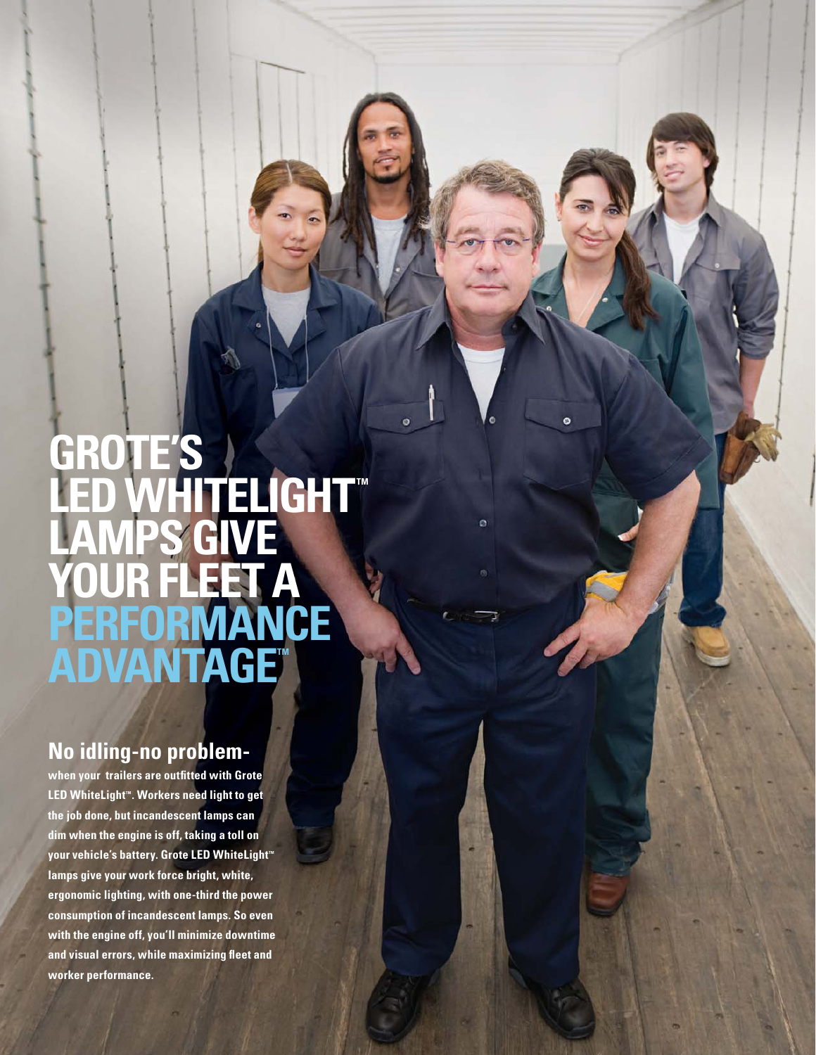# GROTE'S LED WHITELIGHT™ LAMPS GIVE YOUR FLEET A PERFORMANCE ADVANTAGE™

## No idling-no problem-

**when your trailers are outfitted with Grote LED WhiteLight™. Workers need light to get the job done, but incandescent lamps can dim when the engine is off, taking a toll on your vehicle's battery. Grote LED WhiteLight™ lamps give your work force bright, white, ergonomic lighting, with one-third the power consumption of incandescent lamps. So even with the engine off, you'll minimize downtime and visual errors, while maximizing fleet and worker performance.**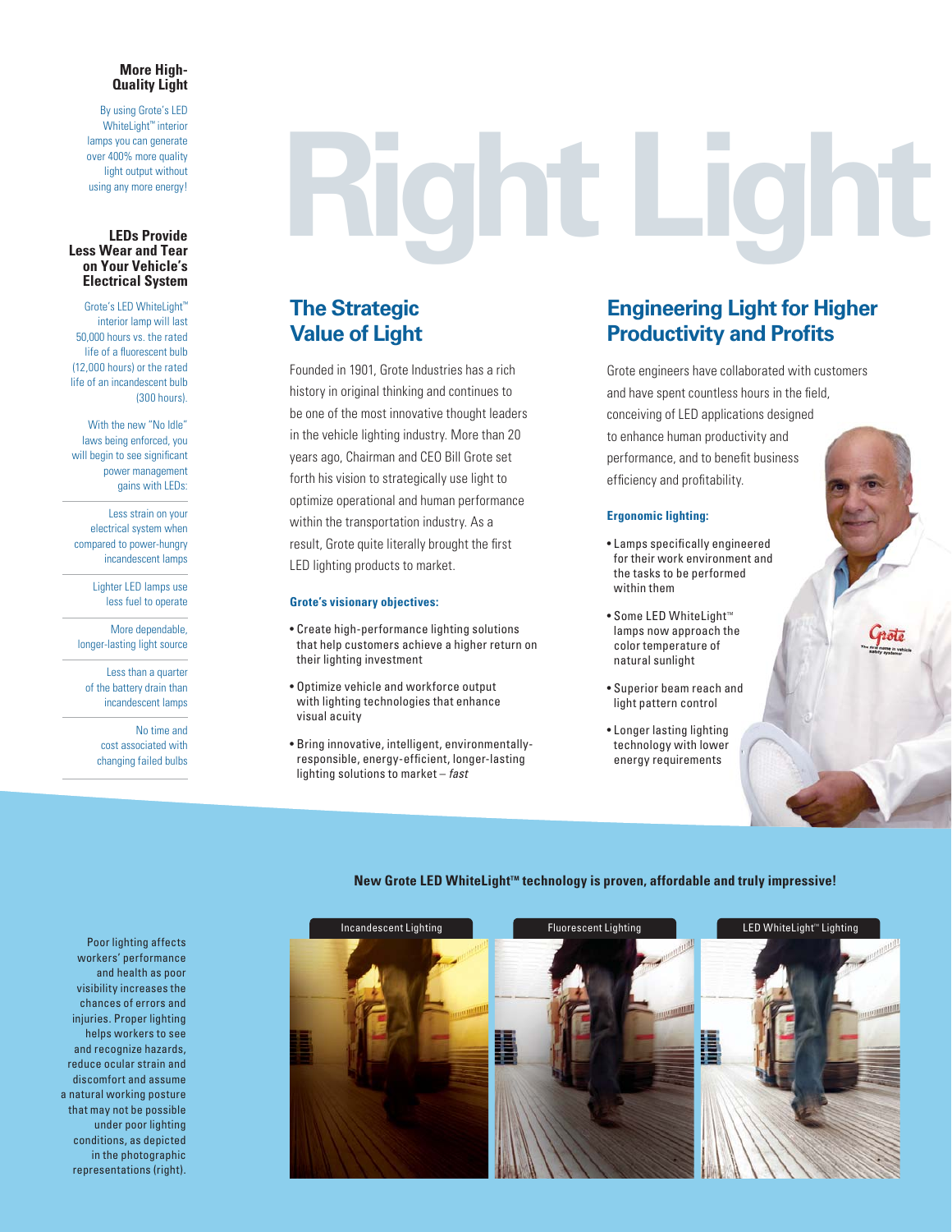# Right Light

### More High-Quality Light

By using Grote's LED WhiteLight™ interior lamps you can generate over 400% more quality light output without using any more energy!

### LEDs Provide Less Wear and Tear on Your Vehicle's Electrical System

Grote's LED WhiteLight™ interior lamp will last 50,000 hours vs. the rated life of a fluorescent bulb (12,000 hours) or the rated life of an incandescent bulb (300 hours).

With the new "No Idle" laws being enforced, you will begin to see significant power management gains with LEDs:

- Less strain on your electrical system when compared to power-hungry incandescent lamps
- Lighter LED lamps use less fuel to operate
- More dependable, longer-lasting light source
- Less than a quarter of the battery drain than incandescent lamps
- No time and cost associated with changing failed bulbs

## The Strategic Value of Light

Founded in 1901, Grote Industries has a rich history in original thinking and continues to be one of the most innovative thought leaders in the vehicle lighting industry. More than 20 years ago, Chairman and CEO Bill Grote set forth his vision to strategically use light to optimize operational and human performance within the transportation industry. As a result, Grote quite literally brought the first LED lighting products to market.

**Grote's visionary objectives:**

- Create high-performance lighting solutions that help customers achieve a higher return on their lighting investment
- Optimize vehicle and workforce output with lighting technologies that enhance visual acuity
- Bring innovative, intelligent, environmentally-responsible, energy-efficient, longer-lasting lighting solutions to market – *fast*

## Engineering Light for Higher Productivity and Profits

Grote engineers have collaborated with customers and have spent countless hours in the field, conceiving of LED applications designed to enhance human productivity and performance, and to benefit business efficiency and profitability.

**Ergonomic lighting:**

- Lamps specifically engineered for their work environment and the tasks to be performed within them
- Some LED WhiteLight™ lamps now approach the color temperature of natural sunlight
- Superior beam reach and light pattern control
- Longer lasting lighting technology with lower energy requirements

**New Grote LED WhiteLight™ technology is proven, affordable and truly impressive!**

Incandescent Lighting | Fluorescent Lighting | LED WhiteLight™ Lighting

Poor lighting affects workers' performance and health as poor visibility increases the chances of errors and injuries. Proper lighting helps workers to see and recognize hazards, reduce ocular strain and discomfort and assume a natural working posture that may not be possible under poor lighting conditions, as depicted in the photographic representations (right).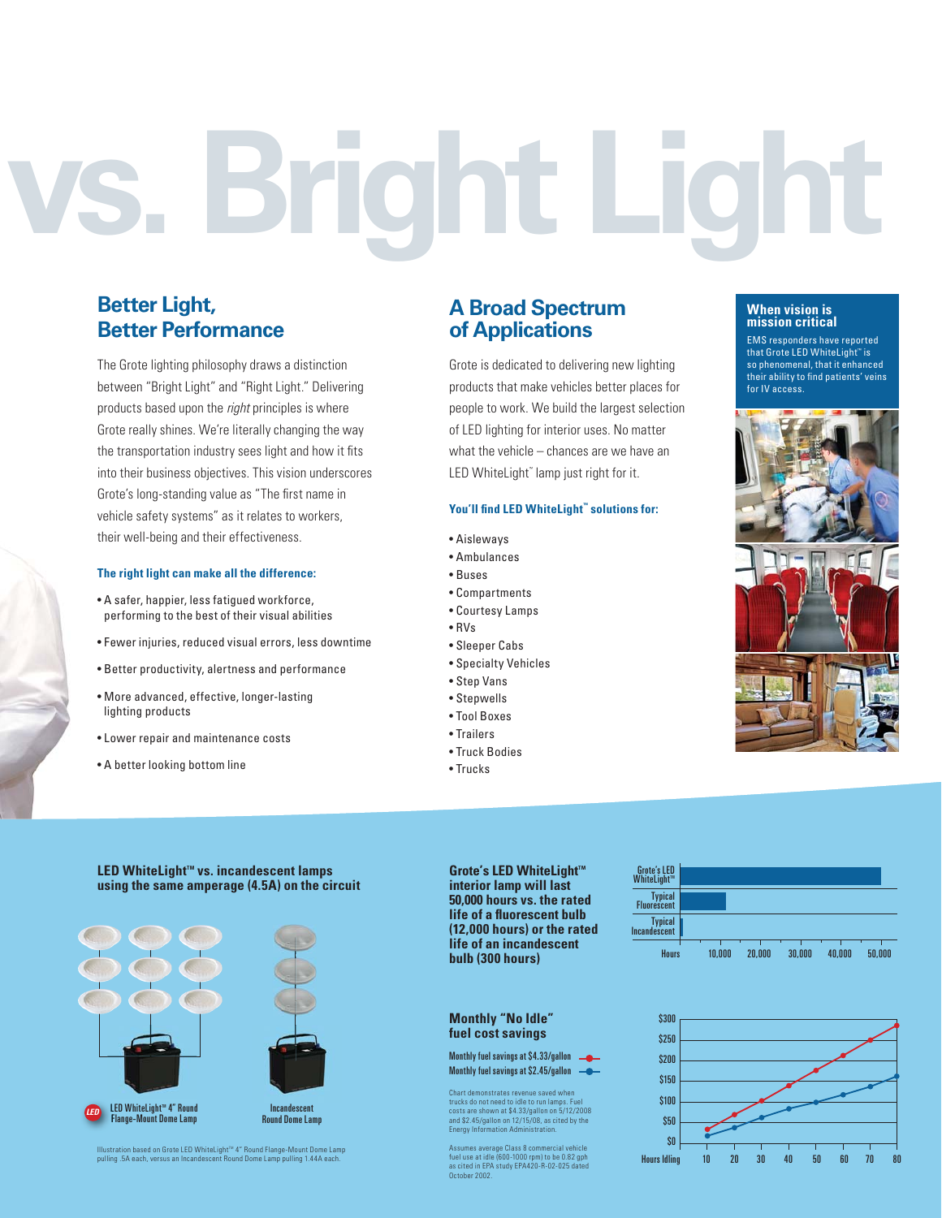# vs. Bright Light

## Better Light, Better Performance

The Grote lighting philosophy draws a distinction between "Bright Light" and "Right Light." Delivering products based upon the *right* principles is where Grote really shines. We're literally changing the way the transportation industry sees light and how it fits into their business objectives. This vision underscores Grote's long-standing value as "The first name in vehicle safety systems" as it relates to workers, their well-being and their effectiveness.

**The right light can make all the difference:**

- A safer, happier, less fatigued workforce, performing to the best of their visual abilities
- Fewer injuries, reduced visual errors, less downtime
- Better productivity, alertness and performance
- More advanced, effective, longer-lasting lighting products
- Lower repair and maintenance costs
- A better looking bottom line

## A Broad Spectrum of Applications

Grote is dedicated to delivering new lighting products that make vehicles better places for people to work. We build the largest selection of LED lighting for interior uses. No matter what the vehicle – chances are we have an LED WhiteLight™ lamp just right for it.

**You'll find LED WhiteLight™ solutions for:**

- Aisleways
- Ambulances
- Buses
- Compartments
- Courtesy Lamps
- RVs
- Sleeper Cabs
- Specialty Vehicles
- Step Vans
- Stepwells
- Tool Boxes
- Trailers
- Truck Bodies
- Trucks

### When vision is mission critical

EMS responders have reported that Grote LED WhiteLight™ is so phenomenal, that it enhanced their ability to find patients' veins for IV access.

**LED WhiteLight™ vs. incandescent lamps using the same amperage (4.5A) on the circuit**

LED WhiteLight™ 4" Round Flange-Mount Dome Lamp

Incandescent Round Dome Lamp

Illustration based on Grote LED WhiteLight™ 4" Round Flange-Mount Dome Lamp pulling .5A each, versus an Incandescent Round Dome Lamp pulling 1.44A each.

**Grote's LED WhiteLight™ interior lamp will last 50,000 hours vs. the rated life of a fluorescent bulb (12,000 hours) or the rated life of an incandescent bulb (300 hours)**

| | Hours |
|---|---|
| Grote's LED WhiteLight™ | 50,000 |
| Typical Fluorescent | 12,000 |
| Typical Incandescent | 300 |

**Monthly "No Idle" fuel cost savings**

Monthly fuel savings at $4.33/gallon

Monthly fuel savings at $2.45/gallon

Chart demonstrates revenue saved when trucks do not need to idle to run lamps. Fuel costs are shown at $4.33/gallon on 5/12/2008 and $2.45/gallon on 12/15/08, as cited by the Energy Information Administration.

Assumes average Class 8 commercial vehicle fuel use at idle (600-1000 rpm) to be 0.82 gph as cited in EPA study EPA420-R-02-025 dated October 2002.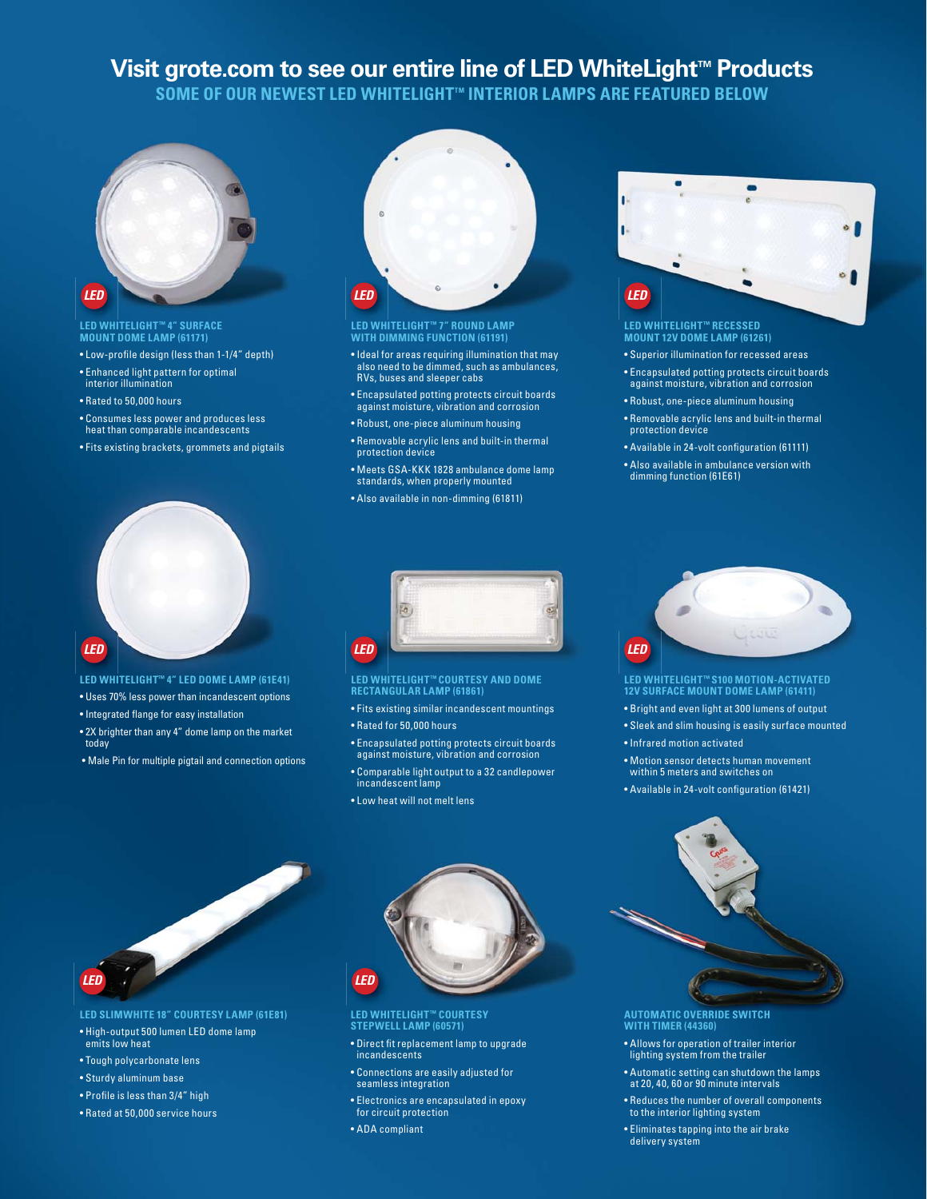# Visit grote.com to see our entire line of LED WhiteLight™ Products

## SOME OF OUR NEWEST LED WHITELIGHT™ INTERIOR LAMPS ARE FEATURED BELOW

### LED WHITELIGHT™ 4" SURFACE MOUNT DOME LAMP (61171)

- Low-profile design (less than 1-1/4" depth)
- Enhanced light pattern for optimal interior illumination
- Rated to 50,000 hours
- Consumes less power and produces less heat than comparable incandescents
- Fits existing brackets, grommets and pigtails

### LED WHITELIGHT™ 7" ROUND LAMP WITH DIMMING FUNCTION (61191)

- Ideal for areas requiring illumination that may also need to be dimmed, such as ambulances, RVs, buses and sleeper cabs
- Encapsulated potting protects circuit boards against moisture, vibration and corrosion
- Robust, one-piece aluminum housing
- Removable acrylic lens and built-in thermal protection device
- Meets GSA-KKK 1828 ambulance dome lamp standards, when properly mounted
- Also available in non-dimming (61811)

### LED WHITELIGHT™ RECESSED MOUNT 12V DOME LAMP (61261)

- Superior illumination for recessed areas
- Encapsulated potting protects circuit boards against moisture, vibration and corrosion
- Robust, one-piece aluminum housing
- Removable acrylic lens and built-in thermal protection device
- Available in 24-volt configuration (61111)
- Also available in ambulance version with dimming function (61E61)

### LED WHITELIGHT™ 4" LED DOME LAMP (61E41)

- Uses 70% less power than incandescent options
- Integrated flange for easy installation
- 2X brighter than any 4" dome lamp on the market today
- Male Pin for multiple pigtail and connection options

### LED WHITELIGHT™ COURTESY AND DOME RECTANGULAR LAMP (61861)

- Fits existing similar incandescent mountings
- Rated for 50,000 hours
- Encapsulated potting protects circuit boards against moisture, vibration and corrosion
- Comparable light output to a 32 candlepower incandescent lamp
- Low heat will not melt lens

### LED WHITELIGHT™ S100 MOTION-ACTIVATED 12V SURFACE MOUNT DOME LAMP (61411)

- Bright and even light at 300 lumens of output
- Sleek and slim housing is easily surface mounted
- Infrared motion activated
- Motion sensor detects human movement within 5 meters and switches on
- Available in 24-volt configuration (61421)

### LED SLIMWHITE 18" COURTESY LAMP (61E81)

- High-output 500 lumen LED dome lamp emits low heat
- Tough polycarbonate lens
- Sturdy aluminum base
- Profile is less than 3/4" high
- Rated at 50,000 service hours

### LED WHITELIGHT™ COURTESY STEPWELL LAMP (60571)

- Direct fit replacement lamp to upgrade incandescents
- Connections are easily adjusted for seamless integration
- Electronics are encapsulated in epoxy for circuit protection
- ADA compliant

### AUTOMATIC OVERRIDE SWITCH WITH TIMER (44360)

- Allows for operation of trailer interior lighting system from the trailer
- Automatic setting can shutdown the lamps at 20, 40, 60 or 90 minute intervals
- Reduces the number of overall components to the interior lighting system
- Eliminates tapping into the air brake delivery system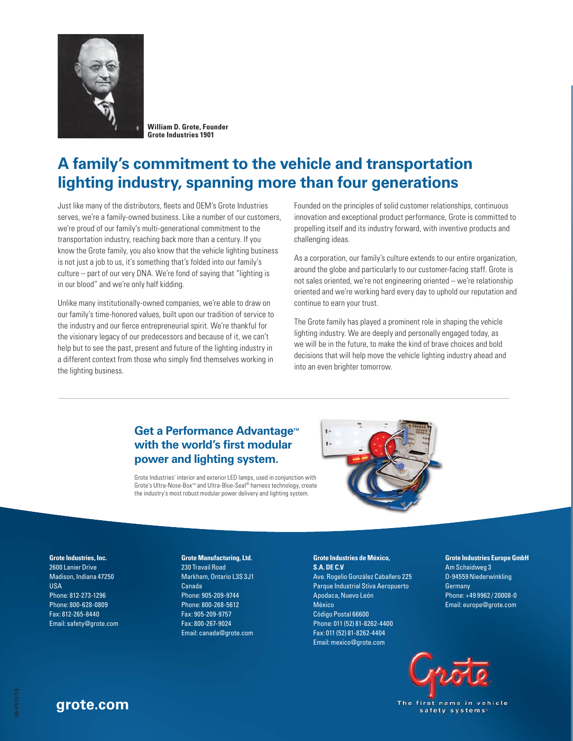**William D. Grote, Founder**
**Grote Industries 1901**

# A family's commitment to the vehicle and transportation lighting industry, spanning more than four generations

Just like many of the distributors, fleets and OEM's Grote Industries serves, we're a family-owned business. Like a number of our customers, we're proud of our family's multi-generational commitment to the transportation industry, reaching back more than a century. If you know the Grote family, you also know that the vehicle lighting business is not just a job to us, it's something that's folded into our family's culture – part of our very DNA. We're fond of saying that "lighting is in our blood" and we're only half kidding.

Unlike many institutionally-owned companies, we're able to draw on our family's time-honored values, built upon our tradition of service to the industry and our fierce entrepreneurial spirit. We're thankful for the visionary legacy of our predecessors and because of it, we can't help but to see the past, present and future of the lighting industry in a different context from those who simply find themselves working in the lighting business.

Founded on the principles of solid customer relationships, continuous innovation and exceptional product performance, Grote is committed to propelling itself and its industry forward, with inventive products and challenging ideas.

As a corporation, our family's culture extends to our entire organization, around the globe and particularly to our customer-facing staff. Grote is not sales oriented, we're not engineering oriented – we're relationship oriented and we're working hard every day to uphold our reputation and continue to earn your trust.

The Grote family has played a prominent role in shaping the vehicle lighting industry. We are deeply and personally engaged today, as we will be in the future, to make the kind of brave choices and bold decisions that will help move the vehicle lighting industry ahead and into an even brighter tomorrow.

## Get a Performance Advantage™ with the world's first modular power and lighting system.

Grote Industries' interior and exterior LED lamps, used in conjunction with Grote's Ultra-Nose-Box™ and Ultra-Blue-Seal® harness technology, create the industry's most robust modular power delivery and lighting system.

**Grote Industries, Inc.**
2600 Lanier Drive
Madison, Indiana 47250
USA
Phone: 812-273-1296
Phone: 800-628-0809
Fax: 812-265-8440
Email: safety@grote.com

**Grote Manufacturing, Ltd.**
230 Travail Road
Markham, Ontario L3S 3J1
Canada
Phone: 905-209-9744
Phone: 800-268-5612
Fax: 905-209-9757
Fax: 800-267-9024
Email: canada@grote.com

**Grote Industries de México, S.A. DE C.V**
Ave. Rogelio González Caballero 225
Parque Industrial Stiva Aeropuerto
Apodaca, Nuevo León
México
Código Postal 66600
Phone: 011 (52) 81-8262-4400
Fax: 011 (52) 81-8262-4404
Email: mexico@grote.com

**Grote Industries Europe GmbH**
Am Schaidweg 3
D-94559 Niederwinkling
Germany
Phone: +49 9962 / 20008-0
Email: europe@grote.com

**grote.com**

The first name in vehicle safety systems®

56-9513-33